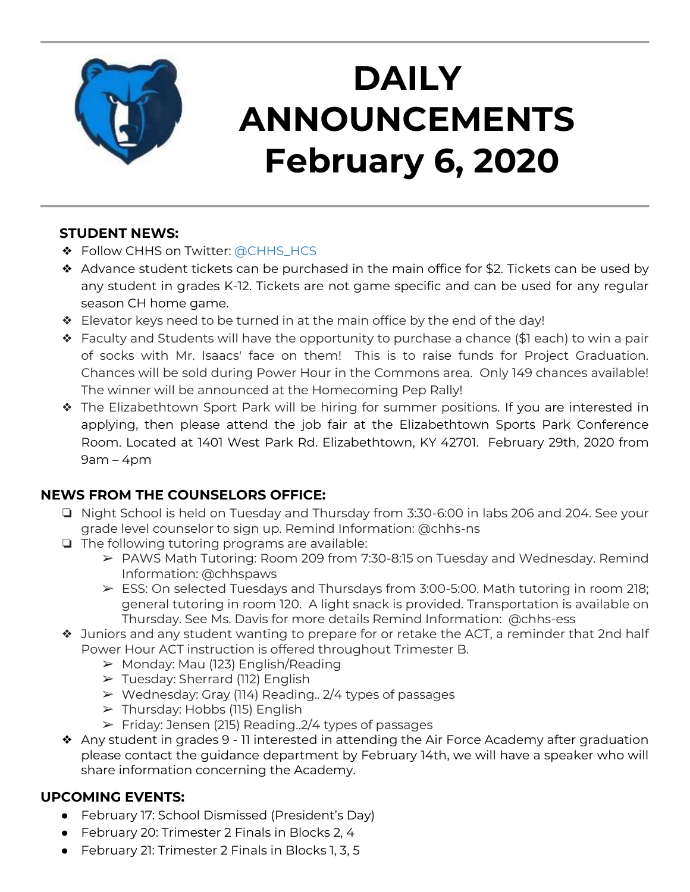# DAILY ANNOUNCEMENTS February 6, 2020

**STUDENT NEWS:**

- Follow CHHS on Twitter: @CHHS_HCS
- Advance student tickets can be purchased in the main office for $2. Tickets can be used by any student in grades K-12. Tickets are not game specific and can be used for any regular season CH home game.
- Elevator keys need to be turned in at the main office by the end of the day!
- Faculty and Students will have the opportunity to purchase a chance ($1 each) to win a pair of socks with Mr. Isaacs' face on them! This is to raise funds for Project Graduation. Chances will be sold during Power Hour in the Commons area. Only 149 chances available! The winner will be announced at the Homecoming Pep Rally!
- The Elizabethtown Sport Park will be hiring for summer positions. If you are interested in applying, then please attend the job fair at the Elizabethtown Sports Park Conference Room. Located at 1401 West Park Rd. Elizabethtown, KY 42701. February 29th, 2020 from 9am – 4pm

**NEWS FROM THE COUNSELORS OFFICE:**

- Night School is held on Tuesday and Thursday from 3:30-6:00 in labs 206 and 204. See your grade level counselor to sign up. Remind Information: @chhs-ns
- The following tutoring programs are available:
  - PAWS Math Tutoring: Room 209 from 7:30-8:15 on Tuesday and Wednesday. Remind Information: @chhspaws
  - ESS: On selected Tuesdays and Thursdays from 3:00-5:00. Math tutoring in room 218; general tutoring in room 120. A light snack is provided. Transportation is available on Thursday. See Ms. Davis for more details Remind Information: @chhs-ess
- Juniors and any student wanting to prepare for or retake the ACT, a reminder that 2nd half Power Hour ACT instruction is offered throughout Trimester B.
  - Monday: Mau (123) English/Reading
  - Tuesday: Sherrard (112) English
  - Wednesday: Gray (114) Reading.. 2/4 types of passages
  - Thursday: Hobbs (115) English
  - Friday: Jensen (215) Reading..2/4 types of passages
- Any student in grades 9 - 11 interested in attending the Air Force Academy after graduation please contact the guidance department by February 14th, we will have a speaker who will share information concerning the Academy.

**UPCOMING EVENTS:**

- February 17: School Dismissed (President's Day)
- February 20: Trimester 2 Finals in Blocks 2, 4
- February 21: Trimester 2 Finals in Blocks 1, 3, 5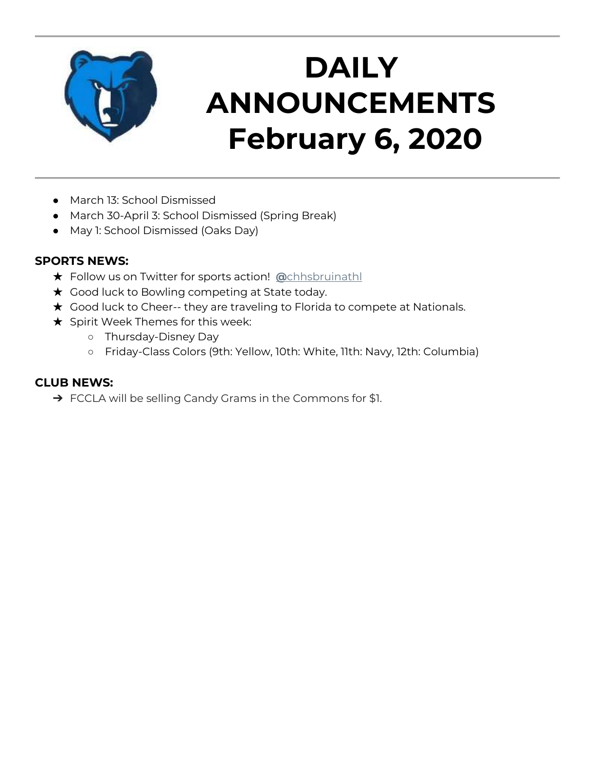# DAILY ANNOUNCEMENTS February 6, 2020

- March 13: School Dismissed
- March 30-April 3: School Dismissed (Spring Break)
- May 1: School Dismissed (Oaks Day)

**SPORTS NEWS:**

- Follow us on Twitter for sports action! @chhsbruinathl
- Good luck to Bowling competing at State today.
- Good luck to Cheer-- they are traveling to Florida to compete at Nationals.
- Spirit Week Themes for this week:
  - Thursday-Disney Day
  - Friday-Class Colors (9th: Yellow, 10th: White, 11th: Navy, 12th: Columbia)

**CLUB NEWS:**

- FCCLA will be selling Candy Grams in the Commons for $1.